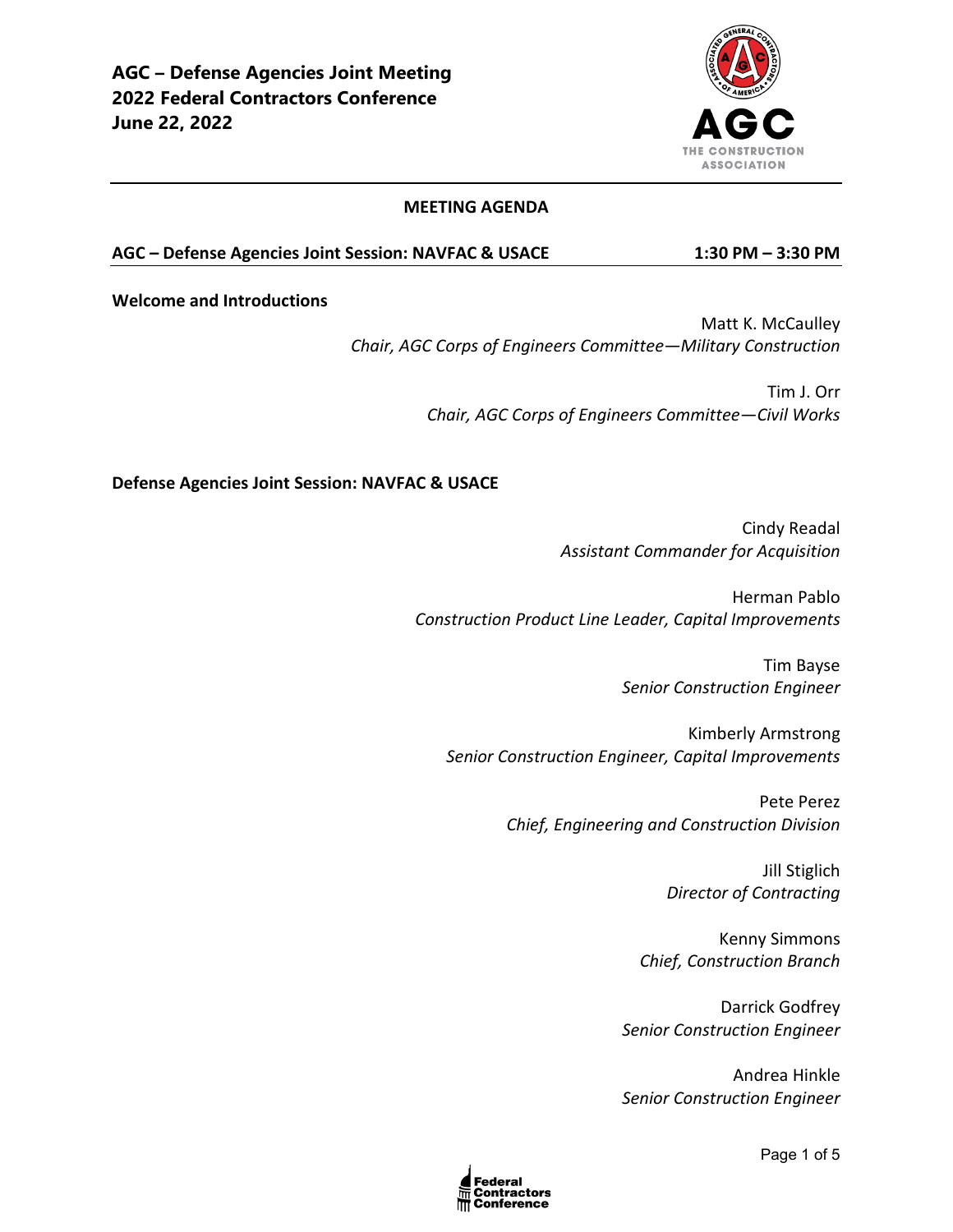**AGC – Defense Agencies Joint Meeting**
**2022 Federal Contractors Conference**
**June 22, 2022**

## MEETING AGENDA

**AGC – Defense Agencies Joint Session: NAVFAC & USACE** **1:30 PM – 3:30 PM**

**Welcome and Introductions**

Matt K. McCaulley
*Chair, AGC Corps of Engineers Committee—Military Construction*

Tim J. Orr
*Chair, AGC Corps of Engineers Committee—Civil Works*

**Defense Agencies Joint Session: NAVFAC & USACE**

Cindy Readal
*Assistant Commander for Acquisition*

Herman Pablo
*Construction Product Line Leader, Capital Improvements*

Tim Bayse
*Senior Construction Engineer*

Kimberly Armstrong
*Senior Construction Engineer, Capital Improvements*

Pete Perez
*Chief, Engineering and Construction Division*

Jill Stiglich
*Director of Contracting*

Kenny Simmons
*Chief, Construction Branch*

Darrick Godfrey
*Senior Construction Engineer*

Andrea Hinkle
*Senior Construction Engineer*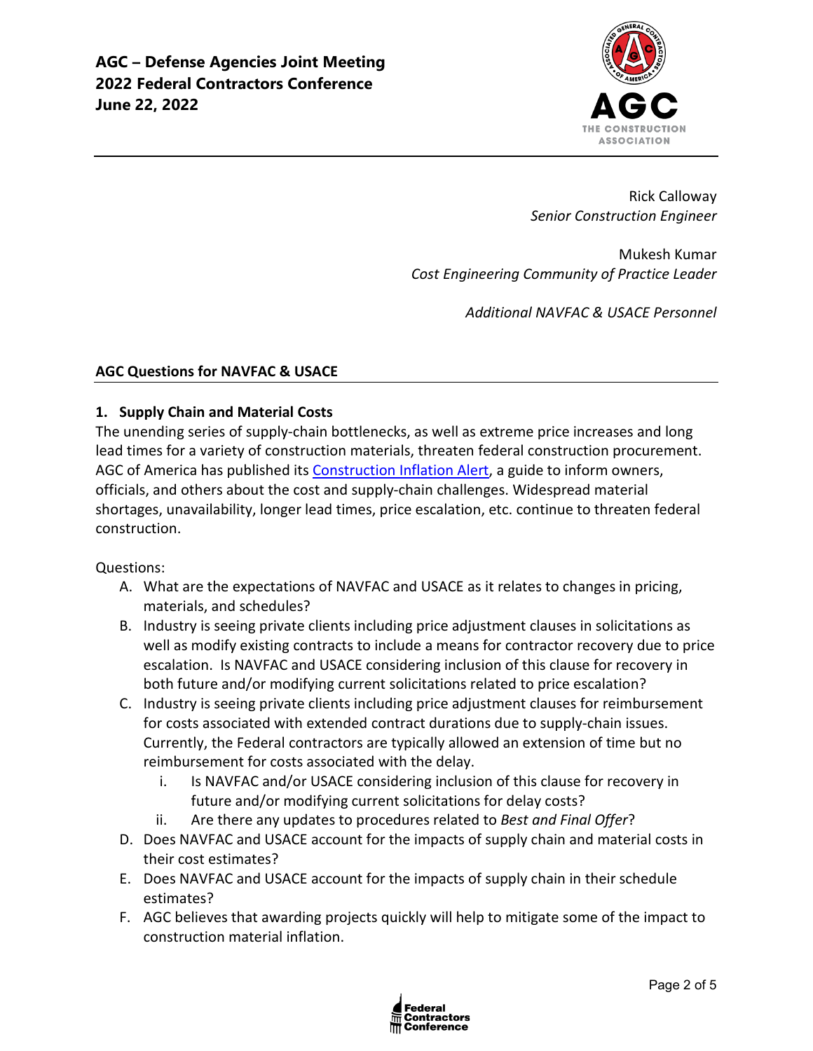**AGC – Defense Agencies Joint Meeting**
**2022 Federal Contractors Conference**
**June 22, 2022**

Rick Calloway
*Senior Construction Engineer*

Mukesh Kumar
*Cost Engineering Community of Practice Leader*

*Additional NAVFAC & USACE Personnel*

## AGC Questions for NAVFAC & USACE

### 1. Supply Chain and Material Costs

The unending series of supply-chain bottlenecks, as well as extreme price increases and long lead times for a variety of construction materials, threaten federal construction procurement. AGC of America has published its Construction Inflation Alert, a guide to inform owners, officials, and others about the cost and supply-chain challenges. Widespread material shortages, unavailability, longer lead times, price escalation, etc. continue to threaten federal construction.

Questions:

A. What are the expectations of NAVFAC and USACE as it relates to changes in pricing, materials, and schedules?

B. Industry is seeing private clients including price adjustment clauses in solicitations as well as modify existing contracts to include a means for contractor recovery due to price escalation. Is NAVFAC and USACE considering inclusion of this clause for recovery in both future and/or modifying current solicitations related to price escalation?

C. Industry is seeing private clients including price adjustment clauses for reimbursement for costs associated with extended contract durations due to supply-chain issues. Currently, the Federal contractors are typically allowed an extension of time but no reimbursement for costs associated with the delay.

   i. Is NAVFAC and/or USACE considering inclusion of this clause for recovery in future and/or modifying current solicitations for delay costs?

   ii. Are there any updates to procedures related to *Best and Final Offer*?

D. Does NAVFAC and USACE account for the impacts of supply chain and material costs in their cost estimates?

E. Does NAVFAC and USACE account for the impacts of supply chain in their schedule estimates?

F. AGC believes that awarding projects quickly will help to mitigate some of the impact to construction material inflation.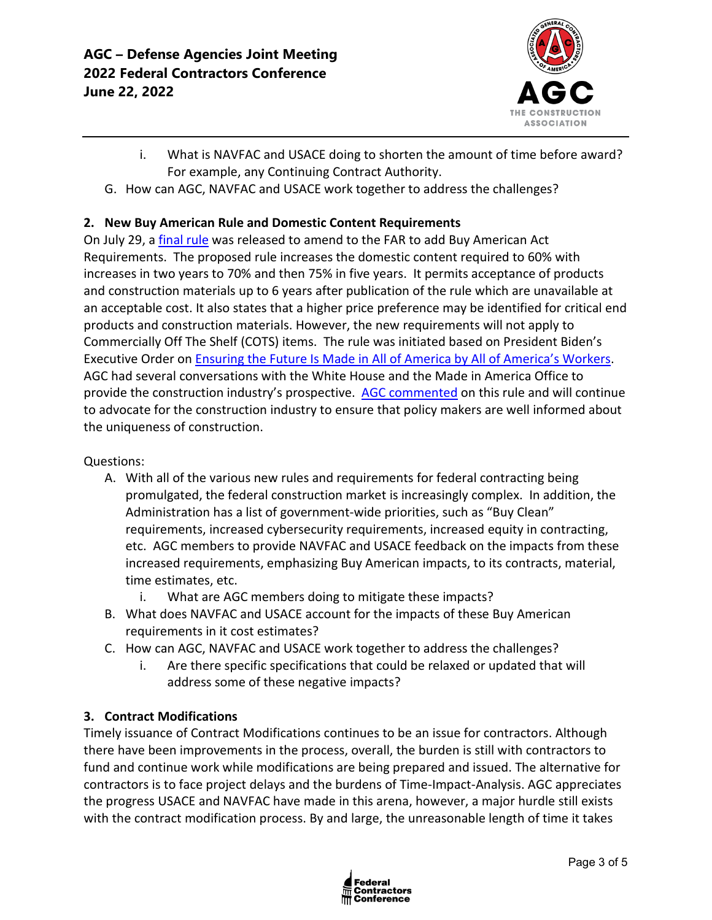i. What is NAVFAC and USACE doing to shorten the amount of time before award? For example, any Continuing Contract Authority.

G. How can AGC, NAVFAC and USACE work together to address the challenges?

**2. New Buy American Rule and Domestic Content Requirements**

On July 29, a final rule was released to amend to the FAR to add Buy American Act Requirements. The proposed rule increases the domestic content required to 60% with increases in two years to 70% and then 75% in five years. It permits acceptance of products and construction materials up to 6 years after publication of the rule which are unavailable at an acceptable cost. It also states that a higher price preference may be identified for critical end products and construction materials. However, the new requirements will not apply to Commercially Off The Shelf (COTS) items. The rule was initiated based on President Biden's Executive Order on Ensuring the Future Is Made in All of America by All of America's Workers. AGC had several conversations with the White House and the Made in America Office to provide the construction industry's prospective. AGC commented on this rule and will continue to advocate for the construction industry to ensure that policy makers are well informed about the uniqueness of construction.

Questions:

A. With all of the various new rules and requirements for federal contracting being promulgated, the federal construction market is increasingly complex. In addition, the Administration has a list of government-wide priorities, such as "Buy Clean" requirements, increased cybersecurity requirements, increased equity in contracting, etc. AGC members to provide NAVFAC and USACE feedback on the impacts from these increased requirements, emphasizing Buy American impacts, to its contracts, material, time estimates, etc.
   i. What are AGC members doing to mitigate these impacts?

B. What does NAVFAC and USACE account for the impacts of these Buy American requirements in it cost estimates?

C. How can AGC, NAVFAC and USACE work together to address the challenges?
   i. Are there specific specifications that could be relaxed or updated that will address some of these negative impacts?

**3. Contract Modifications**

Timely issuance of Contract Modifications continues to be an issue for contractors. Although there have been improvements in the process, overall, the burden is still with contractors to fund and continue work while modifications are being prepared and issued. The alternative for contractors is to face project delays and the burdens of Time-Impact-Analysis. AGC appreciates the progress USACE and NAVFAC have made in this arena, however, a major hurdle still exists with the contract modification process. By and large, the unreasonable length of time it takes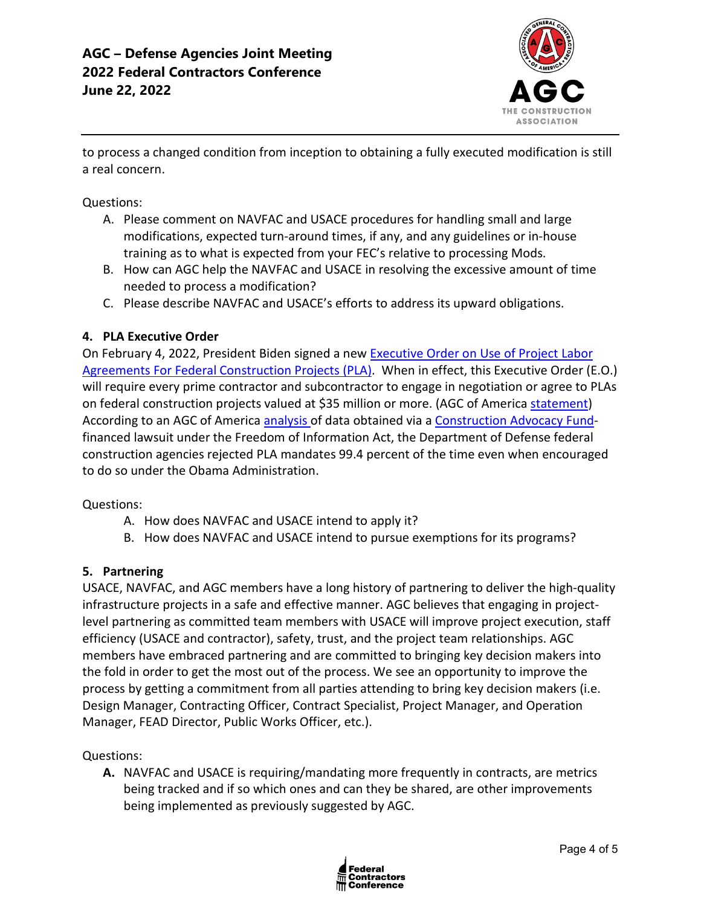to process a changed condition from inception to obtaining a fully executed modification is still a real concern.

Questions:

A. Please comment on NAVFAC and USACE procedures for handling small and large modifications, expected turn-around times, if any, and any guidelines or in-house training as to what is expected from your FEC's relative to processing Mods.

B. How can AGC help the NAVFAC and USACE in resolving the excessive amount of time needed to process a modification?

C. Please describe NAVFAC and USACE's efforts to address its upward obligations.

**4. PLA Executive Order**

On February 4, 2022, President Biden signed a new Executive Order on Use of Project Labor Agreements For Federal Construction Projects (PLA). When in effect, this Executive Order (E.O.) will require every prime contractor and subcontractor to engage in negotiation or agree to PLAs on federal construction projects valued at $35 million or more. (AGC of America statement) According to an AGC of America analysis of data obtained via a Construction Advocacy Fund-financed lawsuit under the Freedom of Information Act, the Department of Defense federal construction agencies rejected PLA mandates 99.4 percent of the time even when encouraged to do so under the Obama Administration.

Questions:

A. How does NAVFAC and USACE intend to apply it?

B. How does NAVFAC and USACE intend to pursue exemptions for its programs?

**5. Partnering**

USACE, NAVFAC, and AGC members have a long history of partnering to deliver the high-quality infrastructure projects in a safe and effective manner. AGC believes that engaging in project-level partnering as committed team members with USACE will improve project execution, staff efficiency (USACE and contractor), safety, trust, and the project team relationships. AGC members have embraced partnering and are committed to bringing key decision makers into the fold in order to get the most out of the process. We see an opportunity to improve the process by getting a commitment from all parties attending to bring key decision makers (i.e. Design Manager, Contracting Officer, Contract Specialist, Project Manager, and Operation Manager, FEAD Director, Public Works Officer, etc.).

Questions:

**A.** NAVFAC and USACE is requiring/mandating more frequently in contracts, are metrics being tracked and if so which ones and can they be shared, are other improvements being implemented as previously suggested by AGC.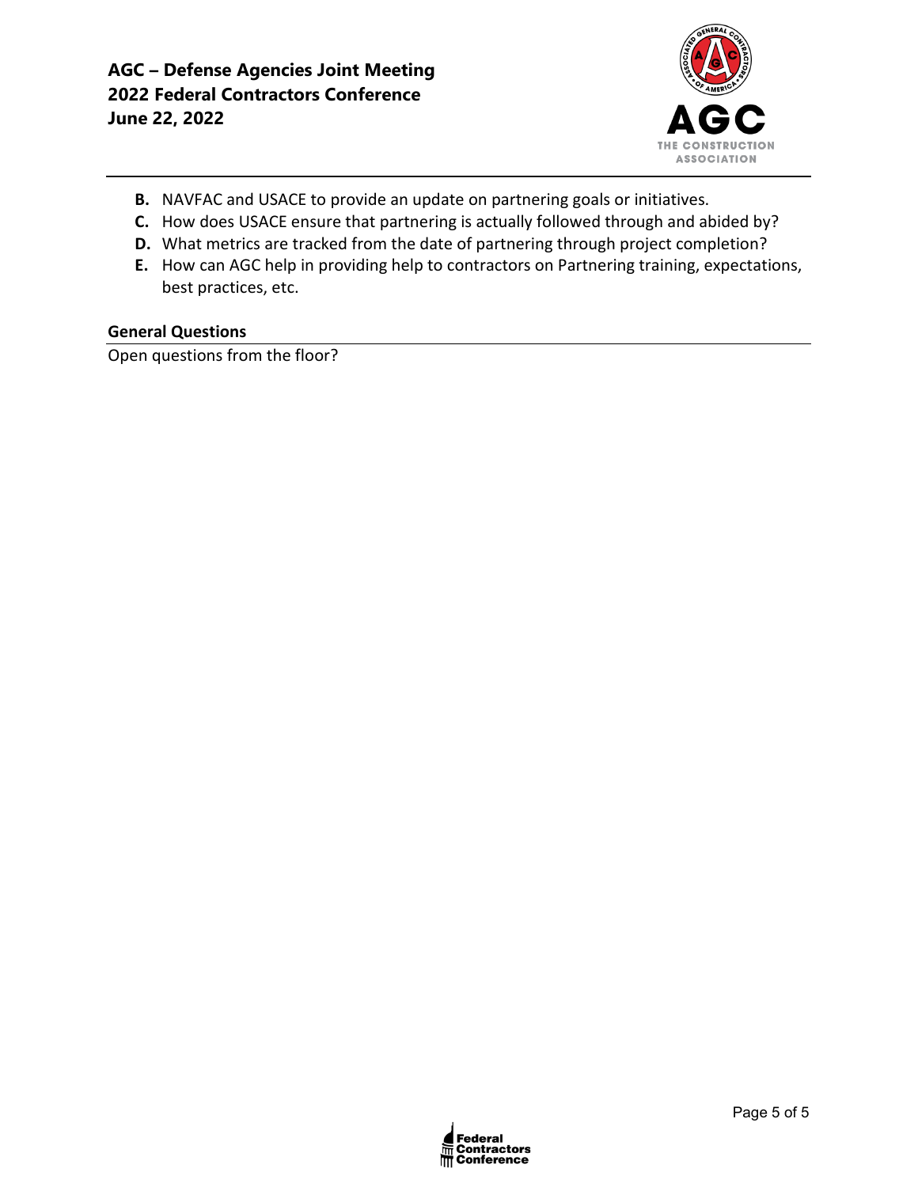**B.** NAVFAC and USACE to provide an update on partnering goals or initiatives.

**C.** How does USACE ensure that partnering is actually followed through and abided by?

**D.** What metrics are tracked from the date of partnering through project completion?

**E.** How can AGC help in providing help to contractors on Partnering training, expectations, best practices, etc.

### General Questions

Open questions from the floor?